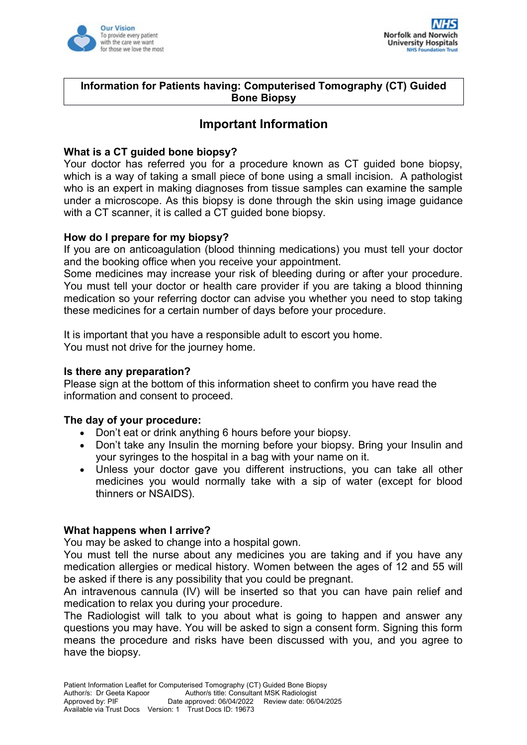**Information for Patients having: Computerised Tomography (CT) Guided Bone Biopsy**

# Important Information

### What is a CT guided bone biopsy?

Your doctor has referred you for a procedure known as CT guided bone biopsy, which is a way of taking a small piece of bone using a small incision. A pathologist who is an expert in making diagnoses from tissue samples can examine the sample under a microscope. As this biopsy is done through the skin using image guidance with a CT scanner, it is called a CT guided bone biopsy.

### How do I prepare for my biopsy?

If you are on anticoagulation (blood thinning medications) you must tell your doctor and the booking office when you receive your appointment.
Some medicines may increase your risk of bleeding during or after your procedure. You must tell your doctor or health care provider if you are taking a blood thinning medication so your referring doctor can advise you whether you need to stop taking these medicines for a certain number of days before your procedure.

It is important that you have a responsible adult to escort you home.
You must not drive for the journey home.

### Is there any preparation?

Please sign at the bottom of this information sheet to confirm you have read the information and consent to proceed.

### The day of your procedure:

- Don't eat or drink anything 6 hours before your biopsy.
- Don't take any Insulin the morning before your biopsy. Bring your Insulin and your syringes to the hospital in a bag with your name on it.
- Unless your doctor gave you different instructions, you can take all other medicines you would normally take with a sip of water (except for blood thinners or NSAIDS).

### What happens when I arrive?

You may be asked to change into a hospital gown.
You must tell the nurse about any medicines you are taking and if you have any medication allergies or medical history. Women between the ages of 12 and 55 will be asked if there is any possibility that you could be pregnant.
An intravenous cannula (IV) will be inserted so that you can have pain relief and medication to relax you during your procedure.
The Radiologist will talk to you about what is going to happen and answer any questions you may have. You will be asked to sign a consent form. Signing this form means the procedure and risks have been discussed with you, and you agree to have the biopsy.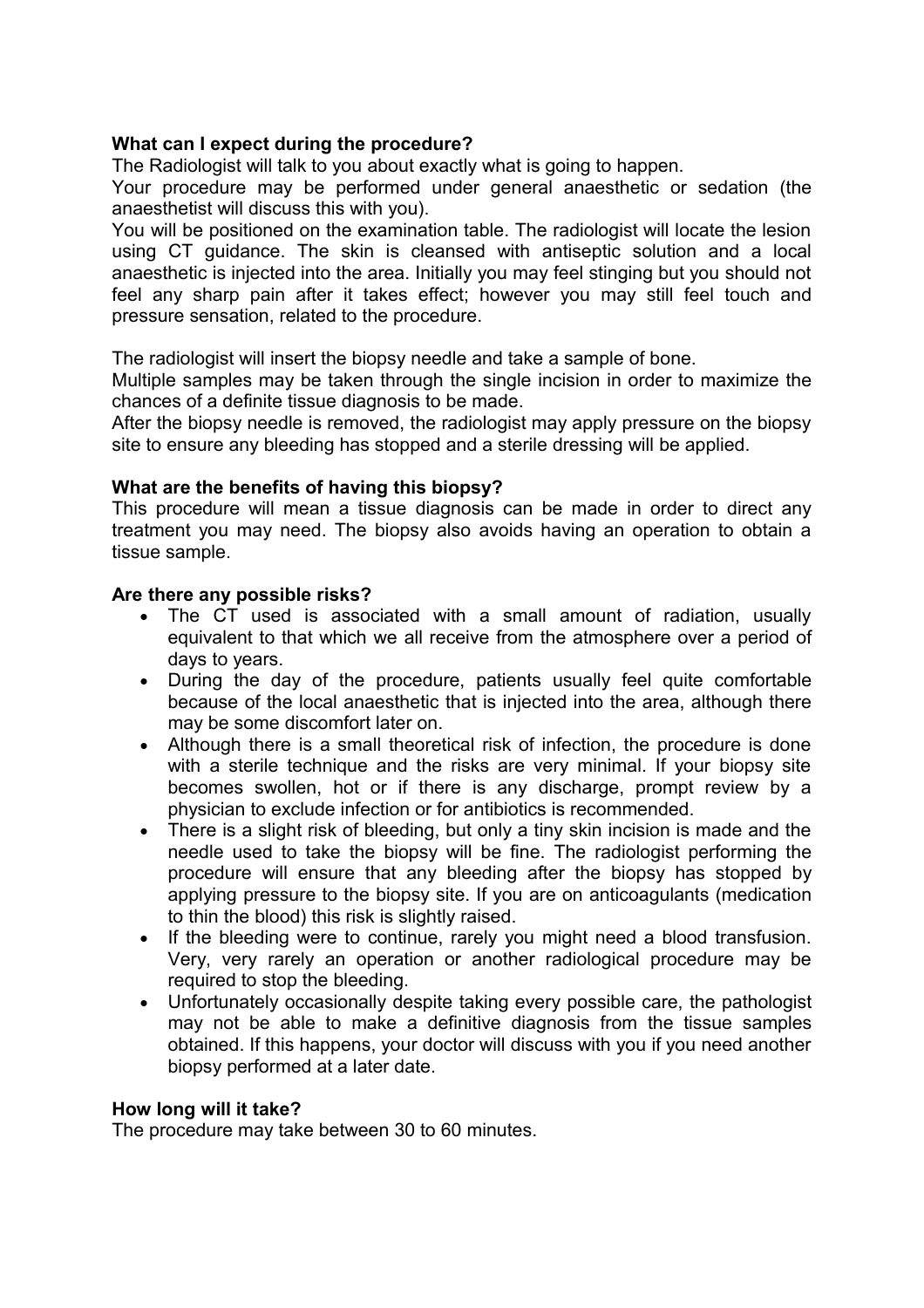**What can I expect during the procedure?**

The Radiologist will talk to you about exactly what is going to happen.

Your procedure may be performed under general anaesthetic or sedation (the anaesthetist will discuss this with you).

You will be positioned on the examination table. The radiologist will locate the lesion using CT guidance. The skin is cleansed with antiseptic solution and a local anaesthetic is injected into the area. Initially you may feel stinging but you should not feel any sharp pain after it takes effect; however you may still feel touch and pressure sensation, related to the procedure.

The radiologist will insert the biopsy needle and take a sample of bone.

Multiple samples may be taken through the single incision in order to maximize the chances of a definite tissue diagnosis to be made.

After the biopsy needle is removed, the radiologist may apply pressure on the biopsy site to ensure any bleeding has stopped and a sterile dressing will be applied.

**What are the benefits of having this biopsy?**

This procedure will mean a tissue diagnosis can be made in order to direct any treatment you may need. The biopsy also avoids having an operation to obtain a tissue sample.

**Are there any possible risks?**

- The CT used is associated with a small amount of radiation, usually equivalent to that which we all receive from the atmosphere over a period of days to years.
- During the day of the procedure, patients usually feel quite comfortable because of the local anaesthetic that is injected into the area, although there may be some discomfort later on.
- Although there is a small theoretical risk of infection, the procedure is done with a sterile technique and the risks are very minimal. If your biopsy site becomes swollen, hot or if there is any discharge, prompt review by a physician to exclude infection or for antibiotics is recommended.
- There is a slight risk of bleeding, but only a tiny skin incision is made and the needle used to take the biopsy will be fine. The radiologist performing the procedure will ensure that any bleeding after the biopsy has stopped by applying pressure to the biopsy site. If you are on anticoagulants (medication to thin the blood) this risk is slightly raised.
- If the bleeding were to continue, rarely you might need a blood transfusion. Very, very rarely an operation or another radiological procedure may be required to stop the bleeding.
- Unfortunately occasionally despite taking every possible care, the pathologist may not be able to make a definitive diagnosis from the tissue samples obtained. If this happens, your doctor will discuss with you if you need another biopsy performed at a later date.

**How long will it take?**

The procedure may take between 30 to 60 minutes.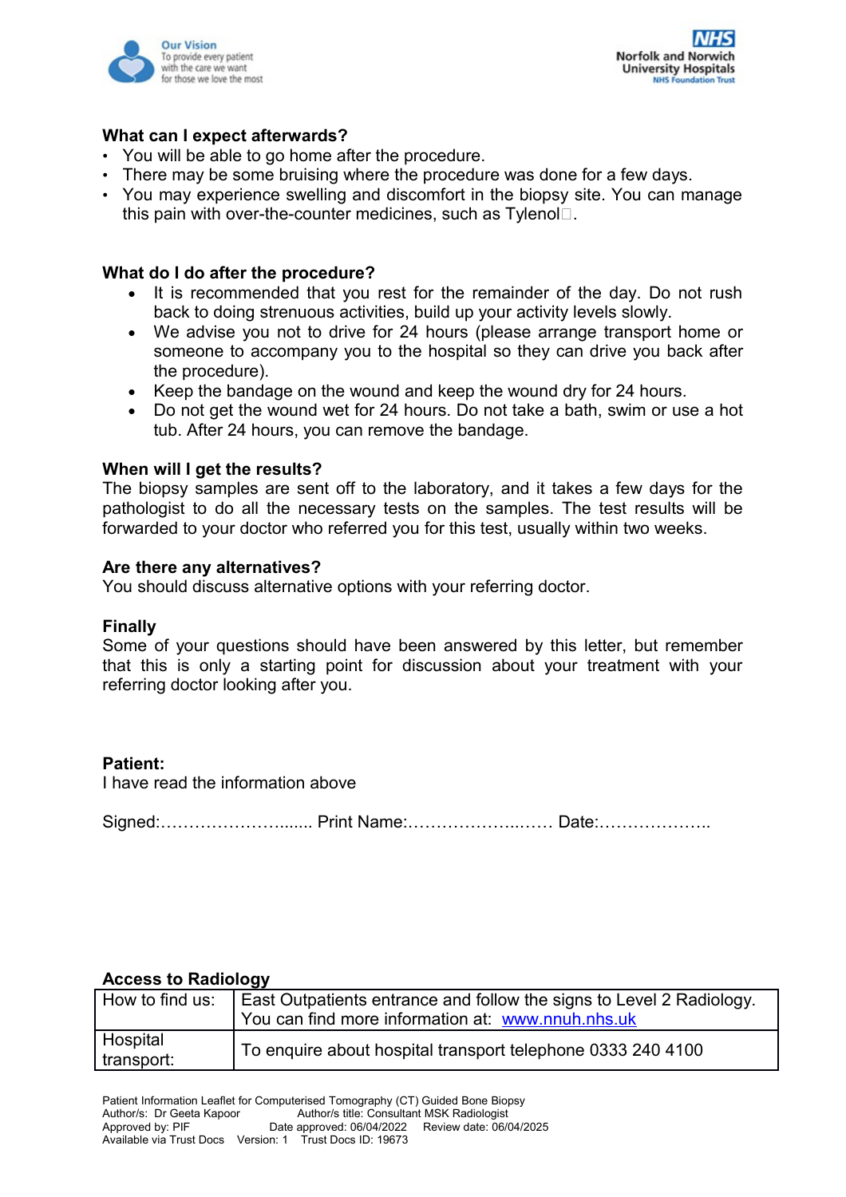### What can I expect afterwards?

- You will be able to go home after the procedure.
- There may be some bruising where the procedure was done for a few days.
- You may experience swelling and discomfort in the biopsy site. You can manage this pain with over-the-counter medicines, such as Tylenol.

### What do I do after the procedure?

- It is recommended that you rest for the remainder of the day. Do not rush back to doing strenuous activities, build up your activity levels slowly.
- We advise you not to drive for 24 hours (please arrange transport home or someone to accompany you to the hospital so they can drive you back after the procedure).
- Keep the bandage on the wound and keep the wound dry for 24 hours.
- Do not get the wound wet for 24 hours. Do not take a bath, swim or use a hot tub. After 24 hours, you can remove the bandage.

### When will I get the results?

The biopsy samples are sent off to the laboratory, and it takes a few days for the pathologist to do all the necessary tests on the samples. The test results will be forwarded to your doctor who referred you for this test, usually within two weeks.

### Are there any alternatives?

You should discuss alternative options with your referring doctor.

### Finally

Some of your questions should have been answered by this letter, but remember that this is only a starting point for discussion about your treatment with your referring doctor looking after you.

**Patient:**

I have read the information above

Signed:…………………….... Print Name:…………………..…… Date:………………..

### Access to Radiology

| How to find us: | East Outpatients entrance and follow the signs to Level 2 Radiology. You can find more information at: www.nnuh.nhs.uk |
|---|---|
| Hospital transport: | To enquire about hospital transport telephone 0333 240 4100 |

Patient Information Leaflet for Computerised Tomography (CT) Guided Bone Biopsy
Author/s: Dr Geeta Kapoor Author/s title: Consultant MSK Radiologist
Approved by: PIF Date approved: 06/04/2022 Review date: 06/04/2025
Available via Trust Docs Version: 1 Trust Docs ID: 19673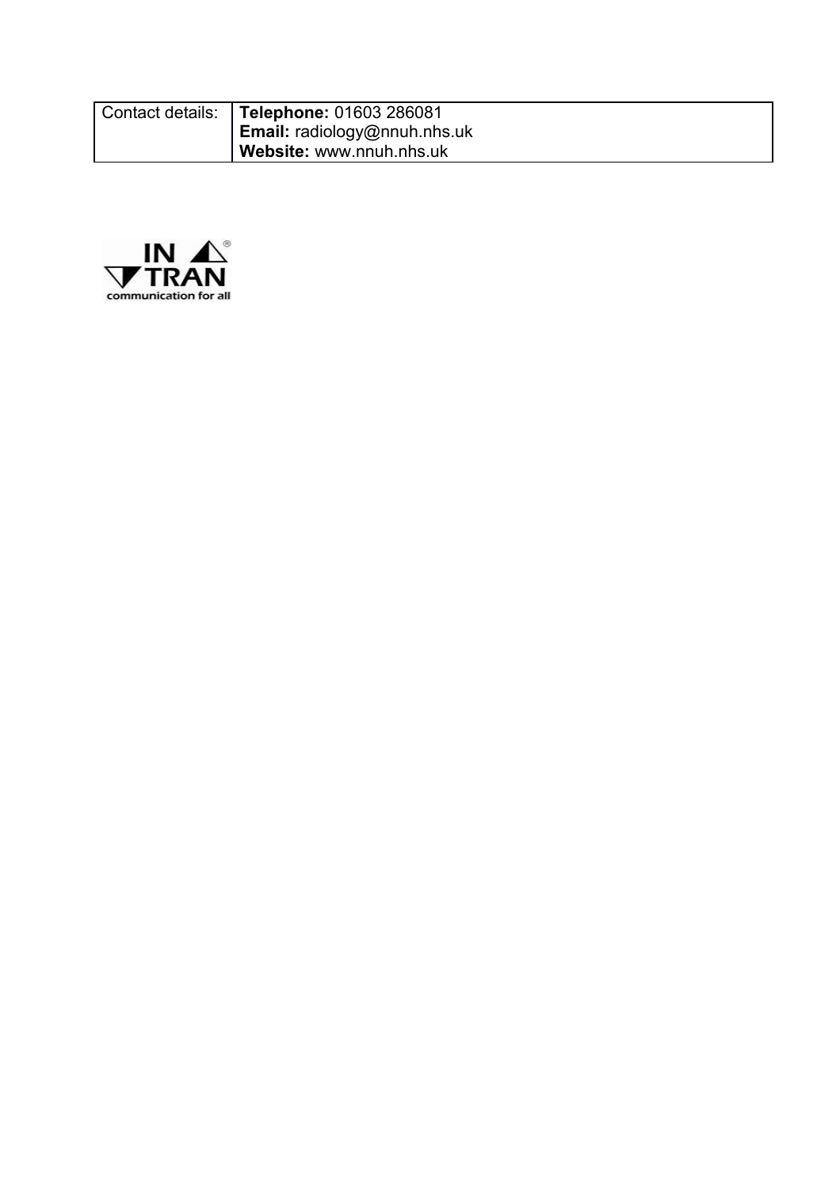| | |
|---|---|
| Contact details: | **Telephone:** 01603 286081<br>**Email:** radiology@nnuh.nhs.uk<br>**Website:** www.nnuh.nhs.uk |

IN TRAN
communication for all